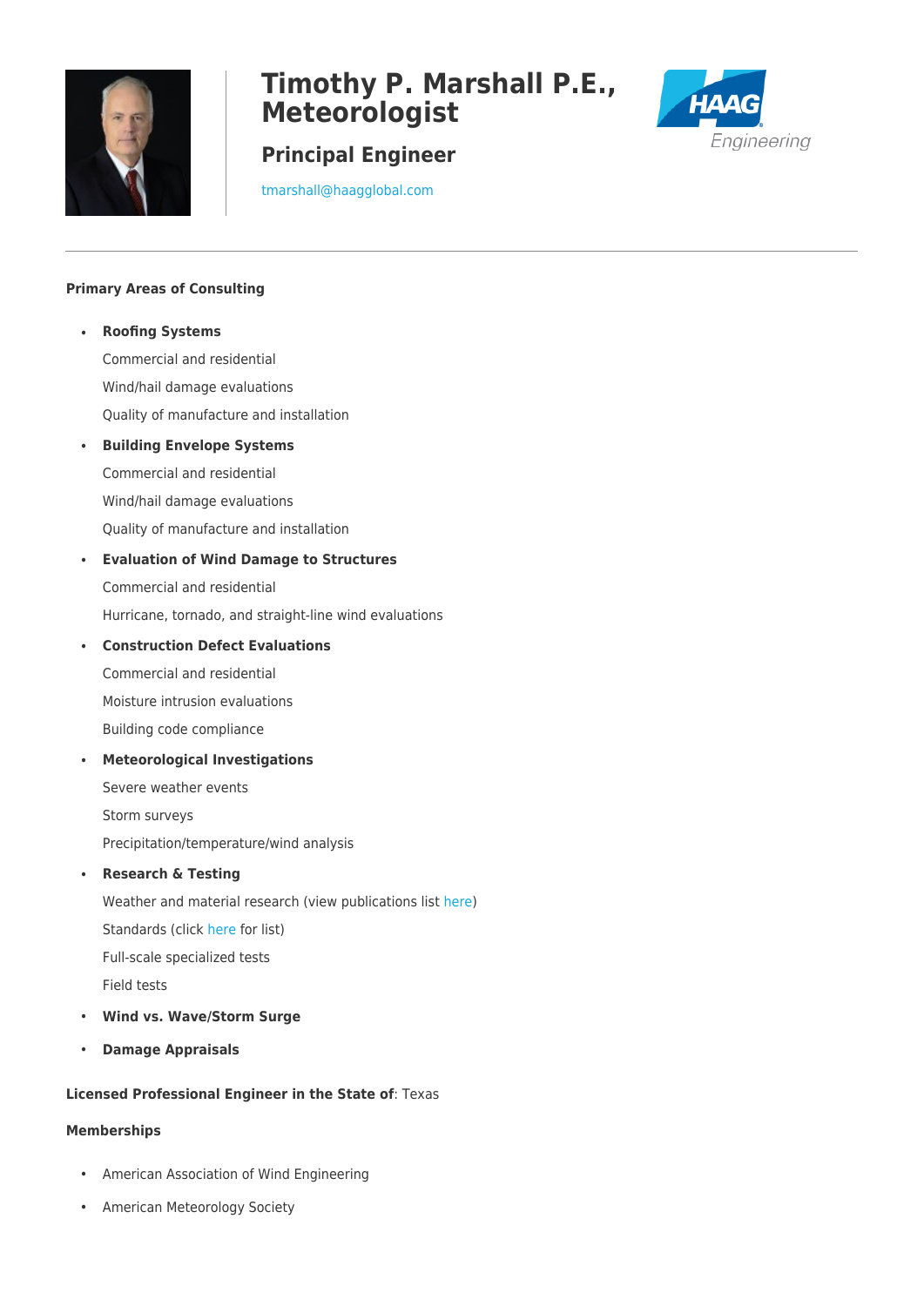# Timothy P. Marshall P.E., Meteorologist

## Principal Engineer

tmarshall@haagglobal.com

**Primary Areas of Consulting**

- **Roofing Systems**

  Commercial and residential

  Wind/hail damage evaluations

  Quality of manufacture and installation

- **Building Envelope Systems**

  Commercial and residential

  Wind/hail damage evaluations

  Quality of manufacture and installation

- **Evaluation of Wind Damage to Structures**

  Commercial and residential

  Hurricane, tornado, and straight-line wind evaluations

- **Construction Defect Evaluations**

  Commercial and residential

  Moisture intrusion evaluations

  Building code compliance

- **Meteorological Investigations**

  Severe weather events

  Storm surveys

  Precipitation/temperature/wind analysis

- **Research & Testing**

  Weather and material research (view publications list here)

  Standards (click here for list)

  Full-scale specialized tests

  Field tests

- **Wind vs. Wave/Storm Surge**

- **Damage Appraisals**

**Licensed Professional Engineer in the State of**: Texas

**Memberships**

- American Association of Wind Engineering
- American Meteorology Society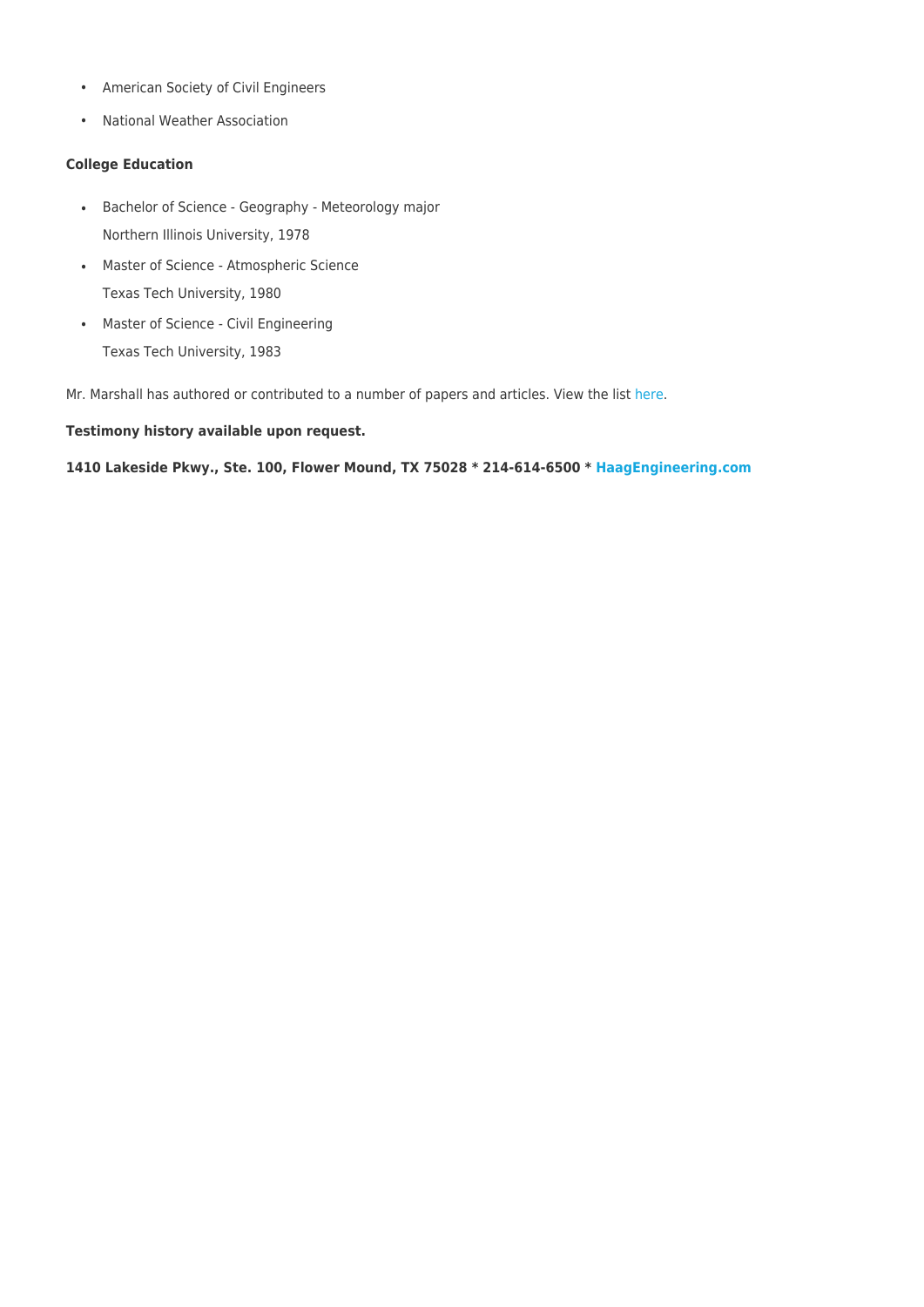- American Society of Civil Engineers
- National Weather Association

**College Education**

- Bachelor of Science - Geography - Meteorology major
  Northern Illinois University, 1978
- Master of Science - Atmospheric Science
  Texas Tech University, 1980
- Master of Science - Civil Engineering
  Texas Tech University, 1983

Mr. Marshall has authored or contributed to a number of papers and articles. View the list here.

**Testimony history available upon request.**

**1410 Lakeside Pkwy., Ste. 100, Flower Mound, TX 75028 * 214-614-6500 * HaagEngineering.com**